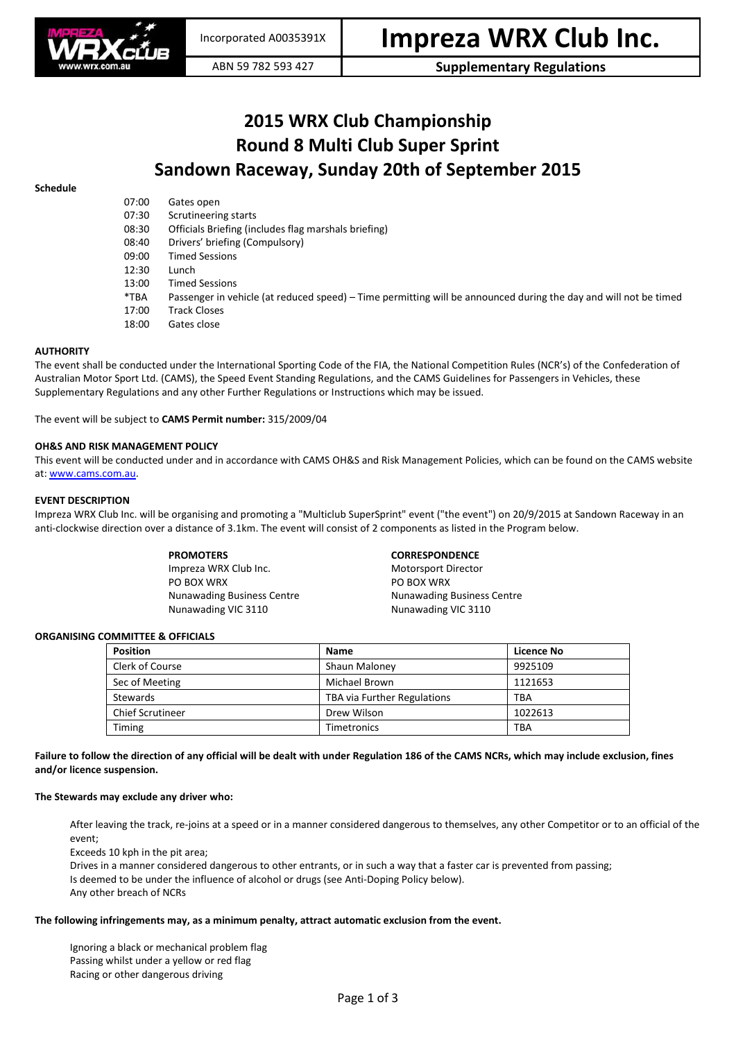Incorporated A0035391X | ABN 59 782 593 427

# Impreza WRX Club Inc.

**Supplementary Regulations**

# 2015 WRX Club Championship
# Round 8 Multi Club Super Sprint
# Sandown Raceway, Sunday 20th of September 2015

**Schedule**

| | |
|---|---|
| 07:00 | Gates open |
| 07:30 | Scrutineering starts |
| 08:30 | Officials Briefing (includes flag marshals briefing) |
| 08:40 | Drivers' briefing (Compulsory) |
| 09:00 | Timed Sessions |
| 12:30 | Lunch |
| 13:00 | Timed Sessions |
| *TBA | Passenger in vehicle (at reduced speed) – Time permitting will be announced during the day and will not be timed |
| 17:00 | Track Closes |
| 18:00 | Gates close |

**AUTHORITY**

The event shall be conducted under the International Sporting Code of the FIA, the National Competition Rules (NCR's) of the Confederation of Australian Motor Sport Ltd. (CAMS), the Speed Event Standing Regulations, and the CAMS Guidelines for Passengers in Vehicles, these Supplementary Regulations and any other Further Regulations or Instructions which may be issued.

The event will be subject to **CAMS Permit number:** 315/2009/04

**OH&S AND RISK MANAGEMENT POLICY**

This event will be conducted under and in accordance with CAMS OH&S and Risk Management Policies, which can be found on the CAMS website at: www.cams.com.au.

**EVENT DESCRIPTION**

Impreza WRX Club Inc. will be organising and promoting a "Multiclub SuperSprint" event ("the event") on 20/9/2015 at Sandown Raceway in an anti-clockwise direction over a distance of 3.1km. The event will consist of 2 components as listed in the Program below.

**PROMOTERS**
Impreza WRX Club Inc.
PO BOX WRX
Nunawading Business Centre
Nunawading VIC 3110

**CORRESPONDENCE**
Motorsport Director
PO BOX WRX
Nunawading Business Centre
Nunawading VIC 3110

**ORGANISING COMMITTEE & OFFICIALS**

| Position | Name | Licence No |
|---|---|---|
| Clerk of Course | Shaun Maloney | 9925109 |
| Sec of Meeting | Michael Brown | 1121653 |
| Stewards | TBA via Further Regulations | TBA |
| Chief Scrutineer | Drew Wilson | 1022613 |
| Timing | Timetronics | TBA |

**Failure to follow the direction of any official will be dealt with under Regulation 186 of the CAMS NCRs, which may include exclusion, fines and/or licence suspension.**

**The Stewards may exclude any driver who:**

After leaving the track, re-joins at a speed or in a manner considered dangerous to themselves, any other Competitor or to an official of the event;
Exceeds 10 kph in the pit area;
Drives in a manner considered dangerous to other entrants, or in such a way that a faster car is prevented from passing;
Is deemed to be under the influence of alcohol or drugs (see Anti-Doping Policy below).
Any other breach of NCRs

**The following infringements may, as a minimum penalty, attract automatic exclusion from the event.**

Ignoring a black or mechanical problem flag
Passing whilst under a yellow or red flag
Racing or other dangerous driving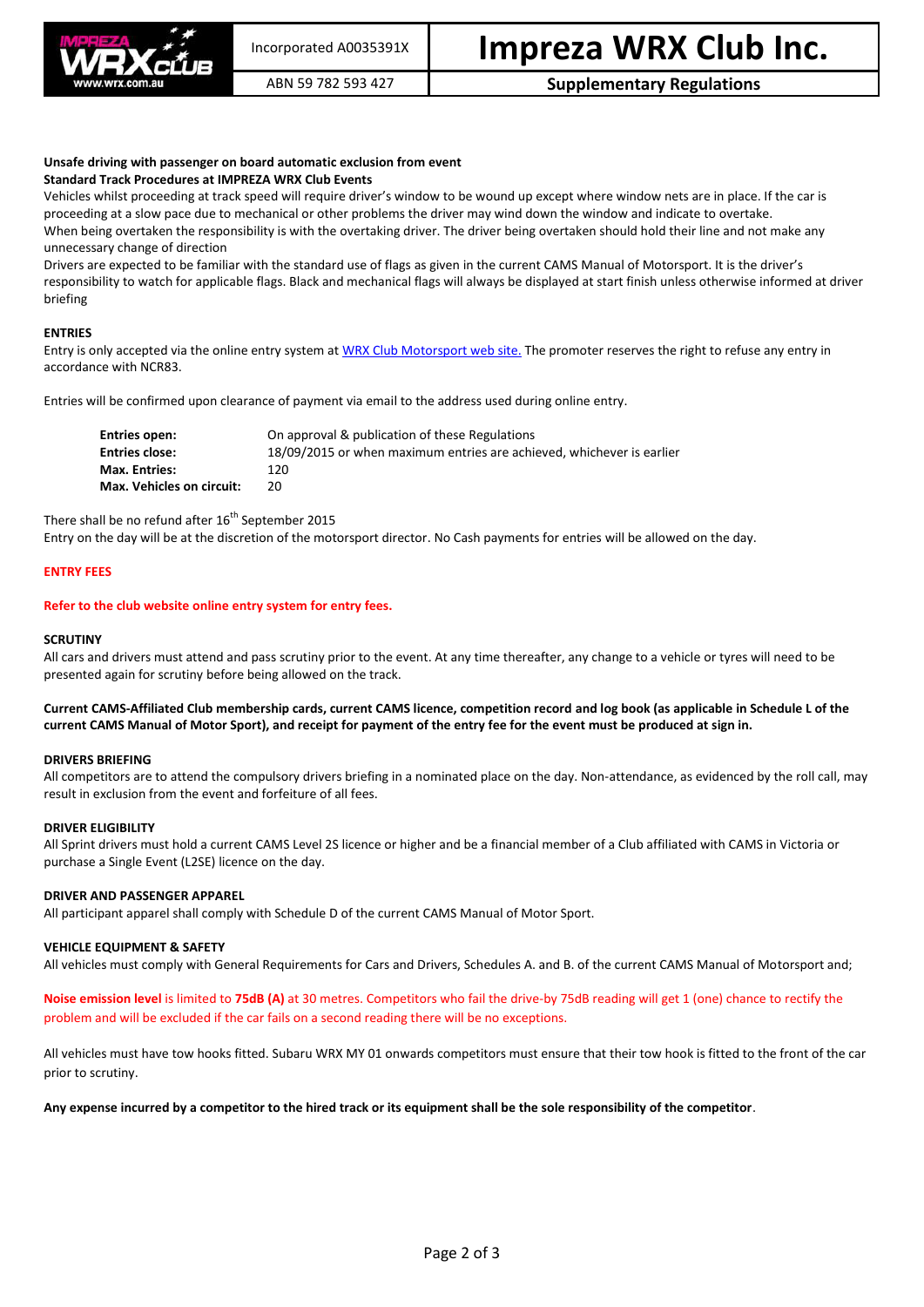**Unsafe driving with passenger on board automatic exclusion from event**

**Standard Track Procedures at IMPREZA WRX Club Events**

Vehicles whilst proceeding at track speed will require driver's window to be wound up except where window nets are in place. If the car is proceeding at a slow pace due to mechanical or other problems the driver may wind down the window and indicate to overtake.

When being overtaken the responsibility is with the overtaking driver. The driver being overtaken should hold their line and not make any unnecessary change of direction

Drivers are expected to be familiar with the standard use of flags as given in the current CAMS Manual of Motorsport. It is the driver's responsibility to watch for applicable flags. Black and mechanical flags will always be displayed at start finish unless otherwise informed at driver briefing

## ENTRIES

Entry is only accepted via the online entry system at [WRX Club Motorsport web site.] The promoter reserves the right to refuse any entry in accordance with NCR83.

Entries will be confirmed upon clearance of payment via email to the address used during online entry.

| | |
|---|---|
| **Entries open:** | On approval & publication of these Regulations |
| **Entries close:** | 18/09/2015 or when maximum entries are achieved, whichever is earlier |
| **Max. Entries:** | 120 |
| **Max. Vehicles on circuit:** | 20 |

There shall be no refund after 16th September 2015

Entry on the day will be at the discretion of the motorsport director. No Cash payments for entries will be allowed on the day.

## ENTRY FEES

**Refer to the club website online entry system for entry fees.**

## SCRUTINY

All cars and drivers must attend and pass scrutiny prior to the event. At any time thereafter, any change to a vehicle or tyres will need to be presented again for scrutiny before being allowed on the track.

**Current CAMS-Affiliated Club membership cards, current CAMS licence, competition record and log book (as applicable in Schedule L of the current CAMS Manual of Motor Sport), and receipt for payment of the entry fee for the event must be produced at sign in.**

## DRIVERS BRIEFING

All competitors are to attend the compulsory drivers briefing in a nominated place on the day. Non-attendance, as evidenced by the roll call, may result in exclusion from the event and forfeiture of all fees.

## DRIVER ELIGIBILITY

All Sprint drivers must hold a current CAMS Level 2S licence or higher and be a financial member of a Club affiliated with CAMS in Victoria or purchase a Single Event (L2SE) licence on the day.

## DRIVER AND PASSENGER APPAREL

All participant apparel shall comply with Schedule D of the current CAMS Manual of Motor Sport.

## VEHICLE EQUIPMENT & SAFETY

All vehicles must comply with General Requirements for Cars and Drivers, Schedules A. and B. of the current CAMS Manual of Motorsport and;

**Noise emission level** is limited to **75dB (A)** at 30 metres. Competitors who fail the drive-by 75dB reading will get 1 (one) chance to rectify the problem and will be excluded if the car fails on a second reading there will be no exceptions.

All vehicles must have tow hooks fitted. Subaru WRX MY 01 onwards competitors must ensure that their tow hook is fitted to the front of the car prior to scrutiny.

**Any expense incurred by a competitor to the hired track or its equipment shall be the sole responsibility of the competitor**.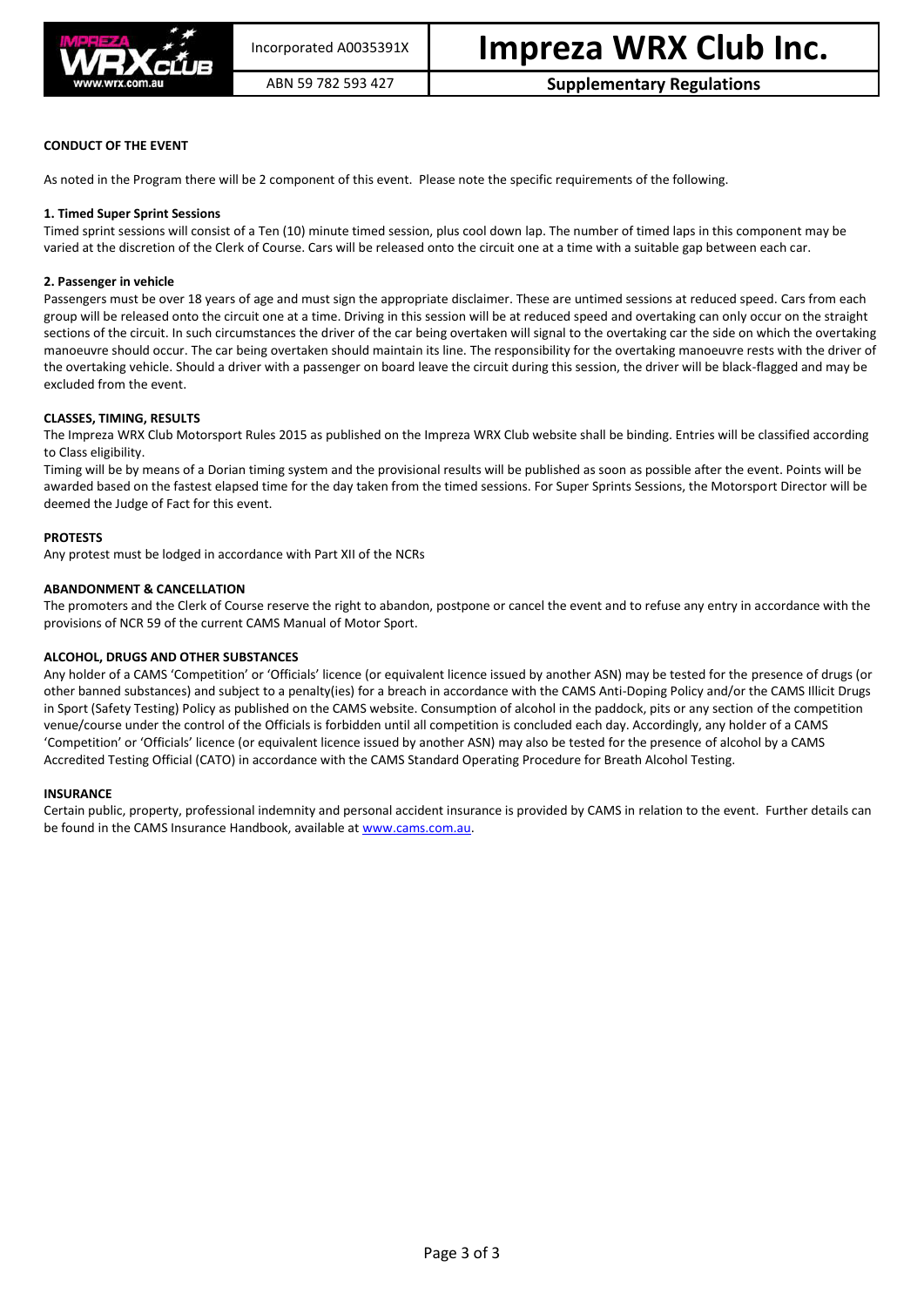**CONDUCT OF THE EVENT**

As noted in the Program there will be 2 component of this event. Please note the specific requirements of the following.

**1. Timed Super Sprint Sessions**

Timed sprint sessions will consist of a Ten (10) minute timed session, plus cool down lap. The number of timed laps in this component may be varied at the discretion of the Clerk of Course. Cars will be released onto the circuit one at a time with a suitable gap between each car.

**2. Passenger in vehicle**

Passengers must be over 18 years of age and must sign the appropriate disclaimer. These are untimed sessions at reduced speed. Cars from each group will be released onto the circuit one at a time. Driving in this session will be at reduced speed and overtaking can only occur on the straight sections of the circuit. In such circumstances the driver of the car being overtaken will signal to the overtaking car the side on which the overtaking manoeuvre should occur. The car being overtaken should maintain its line. The responsibility for the overtaking manoeuvre rests with the driver of the overtaking vehicle. Should a driver with a passenger on board leave the circuit during this session, the driver will be black-flagged and may be excluded from the event.

**CLASSES, TIMING, RESULTS**

The Impreza WRX Club Motorsport Rules 2015 as published on the Impreza WRX Club website shall be binding. Entries will be classified according to Class eligibility.

Timing will be by means of a Dorian timing system and the provisional results will be published as soon as possible after the event. Points will be awarded based on the fastest elapsed time for the day taken from the timed sessions. For Super Sprints Sessions, the Motorsport Director will be deemed the Judge of Fact for this event.

**PROTESTS**

Any protest must be lodged in accordance with Part XII of the NCRs

**ABANDONMENT & CANCELLATION**

The promoters and the Clerk of Course reserve the right to abandon, postpone or cancel the event and to refuse any entry in accordance with the provisions of NCR 59 of the current CAMS Manual of Motor Sport.

**ALCOHOL, DRUGS AND OTHER SUBSTANCES**

Any holder of a CAMS 'Competition' or 'Officials' licence (or equivalent licence issued by another ASN) may be tested for the presence of drugs (or other banned substances) and subject to a penalty(ies) for a breach in accordance with the CAMS Anti-Doping Policy and/or the CAMS Illicit Drugs in Sport (Safety Testing) Policy as published on the CAMS website. Consumption of alcohol in the paddock, pits or any section of the competition venue/course under the control of the Officials is forbidden until all competition is concluded each day. Accordingly, any holder of a CAMS 'Competition' or 'Officials' licence (or equivalent licence issued by another ASN) may also be tested for the presence of alcohol by a CAMS Accredited Testing Official (CATO) in accordance with the CAMS Standard Operating Procedure for Breath Alcohol Testing.

**INSURANCE**

Certain public, property, professional indemnity and personal accident insurance is provided by CAMS in relation to the event. Further details can be found in the CAMS Insurance Handbook, available at www.cams.com.au.